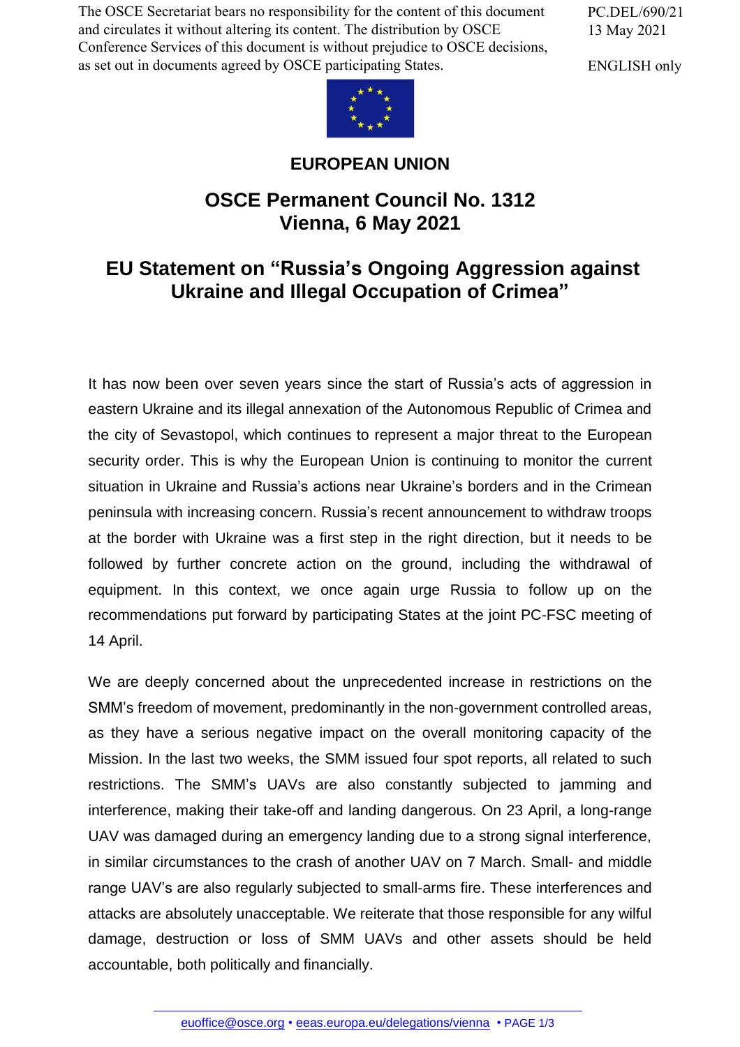The OSCE Secretariat bears no responsibility for the content of this document and circulates it without altering its content. The distribution by OSCE Conference Services of this document is without prejudice to OSCE decisions, as set out in documents agreed by OSCE participating States.

PC.DEL/690/21
13 May 2021

ENGLISH only

**EUROPEAN UNION**

## OSCE Permanent Council No. 1312
## Vienna, 6 May 2021

# EU Statement on "Russia's Ongoing Aggression against Ukraine and Illegal Occupation of Crimea"

It has now been over seven years since the start of Russia's acts of aggression in eastern Ukraine and its illegal annexation of the Autonomous Republic of Crimea and the city of Sevastopol, which continues to represent a major threat to the European security order. This is why the European Union is continuing to monitor the current situation in Ukraine and Russia's actions near Ukraine's borders and in the Crimean peninsula with increasing concern. Russia's recent announcement to withdraw troops at the border with Ukraine was a first step in the right direction, but it needs to be followed by further concrete action on the ground, including the withdrawal of equipment. In this context, we once again urge Russia to follow up on the recommendations put forward by participating States at the joint PC-FSC meeting of 14 April.

We are deeply concerned about the unprecedented increase in restrictions on the SMM's freedom of movement, predominantly in the non-government controlled areas, as they have a serious negative impact on the overall monitoring capacity of the Mission. In the last two weeks, the SMM issued four spot reports, all related to such restrictions. The SMM's UAVs are also constantly subjected to jamming and interference, making their take-off and landing dangerous. On 23 April, a long-range UAV was damaged during an emergency landing due to a strong signal interference, in similar circumstances to the crash of another UAV on 7 March. Small- and middle range UAV's are also regularly subjected to small-arms fire. These interferences and attacks are absolutely unacceptable. We reiterate that those responsible for any wilful damage, destruction or loss of SMM UAVs and other assets should be held accountable, both politically and financially.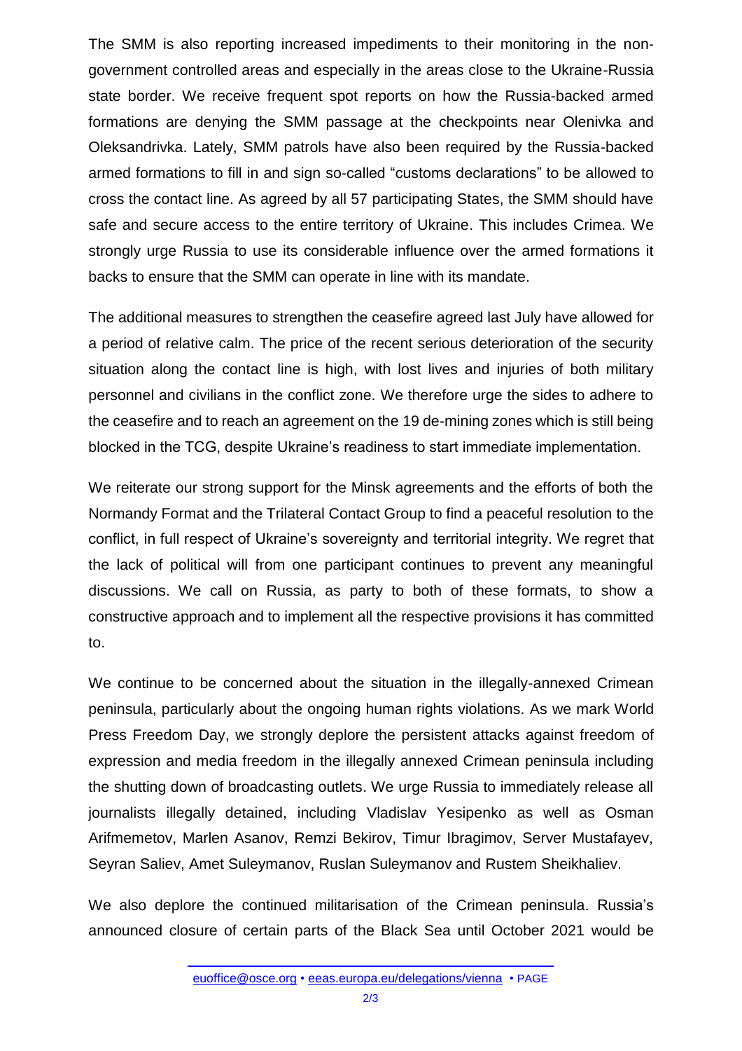The SMM is also reporting increased impediments to their monitoring in the non-government controlled areas and especially in the areas close to the Ukraine-Russia state border. We receive frequent spot reports on how the Russia-backed armed formations are denying the SMM passage at the checkpoints near Olenivka and Oleksandrivka. Lately, SMM patrols have also been required by the Russia-backed armed formations to fill in and sign so-called “customs declarations” to be allowed to cross the contact line. As agreed by all 57 participating States, the SMM should have safe and secure access to the entire territory of Ukraine. This includes Crimea. We strongly urge Russia to use its considerable influence over the armed formations it backs to ensure that the SMM can operate in line with its mandate.

The additional measures to strengthen the ceasefire agreed last July have allowed for a period of relative calm. The price of the recent serious deterioration of the security situation along the contact line is high, with lost lives and injuries of both military personnel and civilians in the conflict zone. We therefore urge the sides to adhere to the ceasefire and to reach an agreement on the 19 de-mining zones which is still being blocked in the TCG, despite Ukraine’s readiness to start immediate implementation.

We reiterate our strong support for the Minsk agreements and the efforts of both the Normandy Format and the Trilateral Contact Group to find a peaceful resolution to the conflict, in full respect of Ukraine’s sovereignty and territorial integrity. We regret that the lack of political will from one participant continues to prevent any meaningful discussions. We call on Russia, as party to both of these formats, to show a constructive approach and to implement all the respective provisions it has committed to.

We continue to be concerned about the situation in the illegally-annexed Crimean peninsula, particularly about the ongoing human rights violations. As we mark World Press Freedom Day, we strongly deplore the persistent attacks against freedom of expression and media freedom in the illegally annexed Crimean peninsula including the shutting down of broadcasting outlets. We urge Russia to immediately release all journalists illegally detained, including Vladislav Yesipenko as well as Osman Arifmemetov, Marlen Asanov, Remzi Bekirov, Timur Ibragimov, Server Mustafayev, Seyran Saliev, Amet Suleymanov, Ruslan Suleymanov and Rustem Sheikhaliev.

We also deplore the continued militarisation of the Crimean peninsula. Russia’s announced closure of certain parts of the Black Sea until October 2021 would be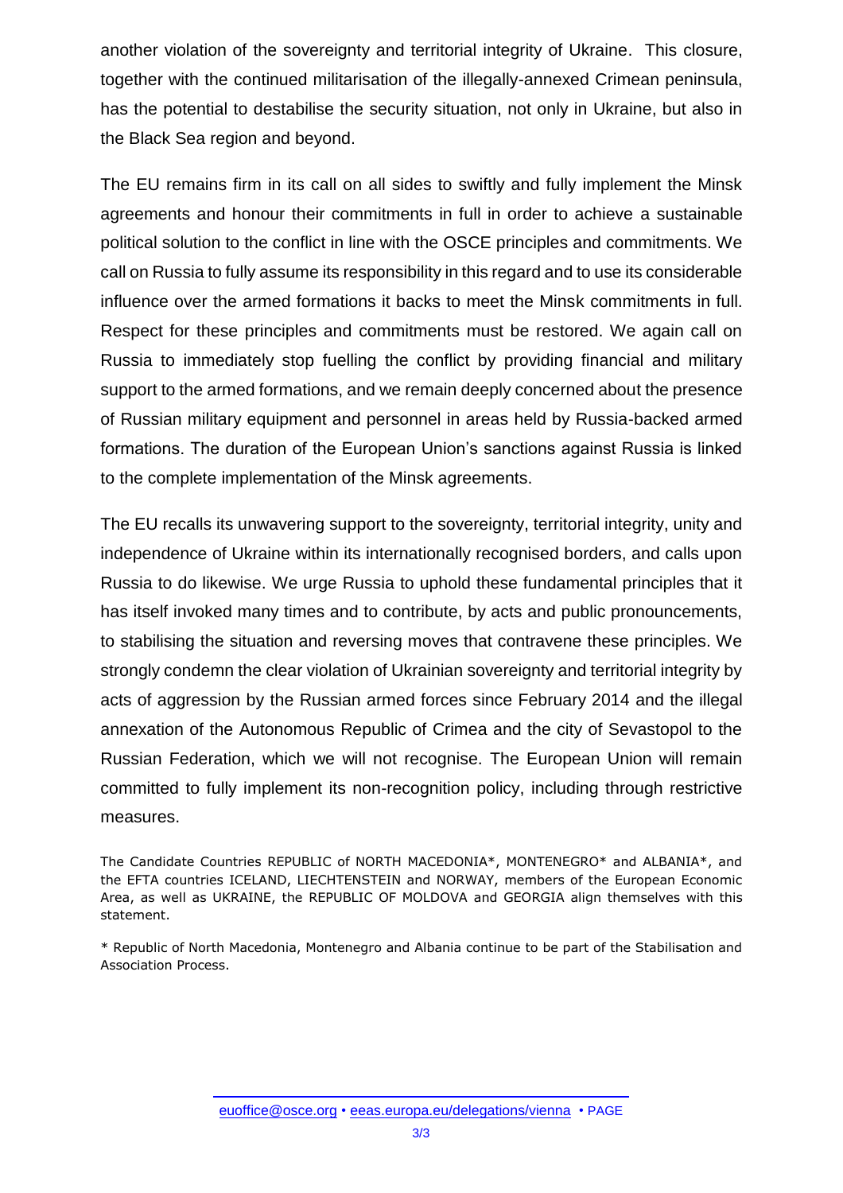another violation of the sovereignty and territorial integrity of Ukraine. This closure, together with the continued militarisation of the illegally-annexed Crimean peninsula, has the potential to destabilise the security situation, not only in Ukraine, but also in the Black Sea region and beyond.

The EU remains firm in its call on all sides to swiftly and fully implement the Minsk agreements and honour their commitments in full in order to achieve a sustainable political solution to the conflict in line with the OSCE principles and commitments. We call on Russia to fully assume its responsibility in this regard and to use its considerable influence over the armed formations it backs to meet the Minsk commitments in full. Respect for these principles and commitments must be restored. We again call on Russia to immediately stop fuelling the conflict by providing financial and military support to the armed formations, and we remain deeply concerned about the presence of Russian military equipment and personnel in areas held by Russia-backed armed formations. The duration of the European Union's sanctions against Russia is linked to the complete implementation of the Minsk agreements.

The EU recalls its unwavering support to the sovereignty, territorial integrity, unity and independence of Ukraine within its internationally recognised borders, and calls upon Russia to do likewise. We urge Russia to uphold these fundamental principles that it has itself invoked many times and to contribute, by acts and public pronouncements, to stabilising the situation and reversing moves that contravene these principles. We strongly condemn the clear violation of Ukrainian sovereignty and territorial integrity by acts of aggression by the Russian armed forces since February 2014 and the illegal annexation of the Autonomous Republic of Crimea and the city of Sevastopol to the Russian Federation, which we will not recognise. The European Union will remain committed to fully implement its non-recognition policy, including through restrictive measures.

The Candidate Countries REPUBLIC of NORTH MACEDONIA*, MONTENEGRO* and ALBANIA*, and the EFTA countries ICELAND, LIECHTENSTEIN and NORWAY, members of the European Economic Area, as well as UKRAINE, the REPUBLIC OF MOLDOVA and GEORGIA align themselves with this statement.

* Republic of North Macedonia, Montenegro and Albania continue to be part of the Stabilisation and Association Process.